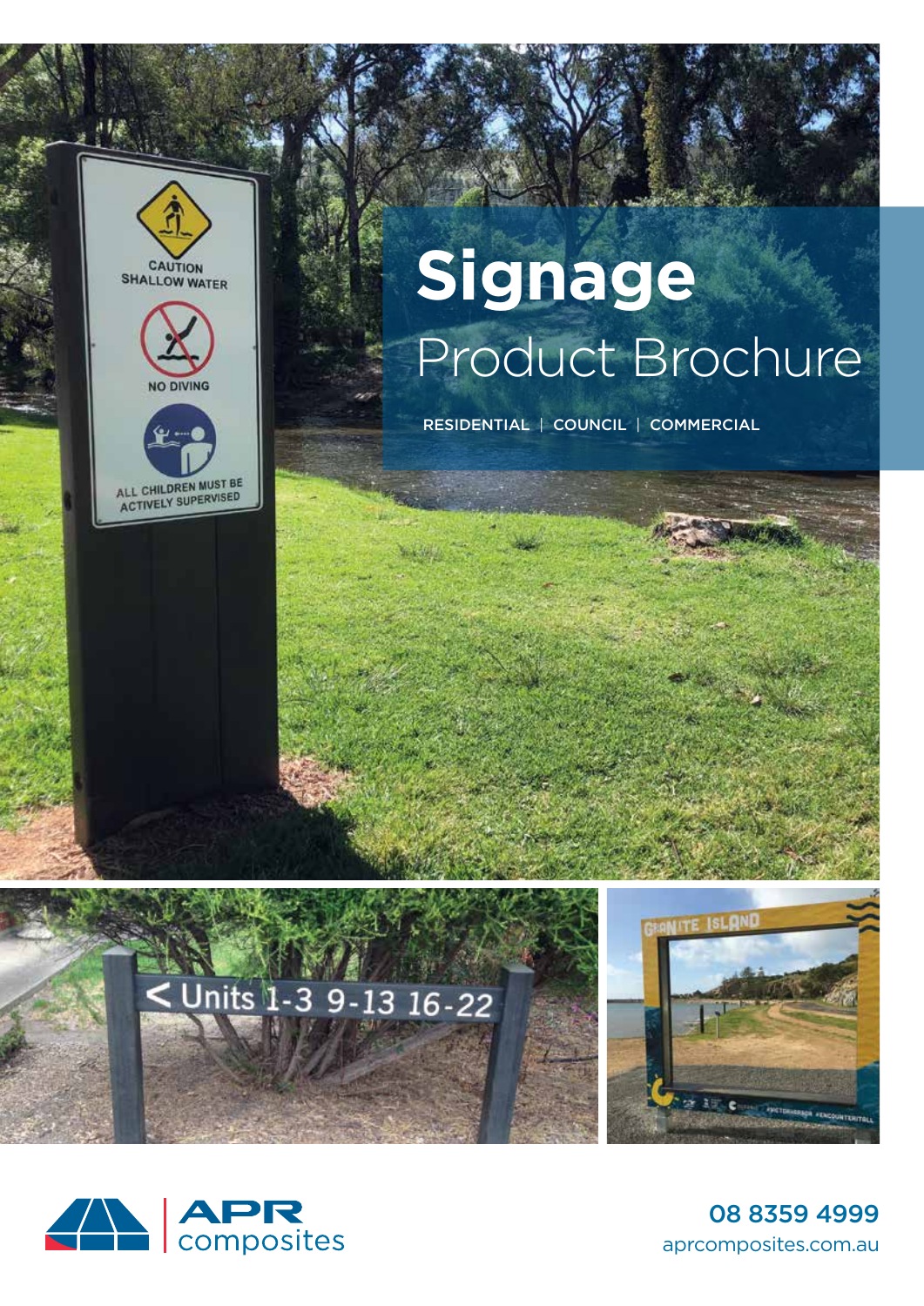# Signage

## Product Brochure

RESIDENTIAL | COUNCIL | COMMERCIAL

APR composites

08 8359 4999
aprcomposites.com.au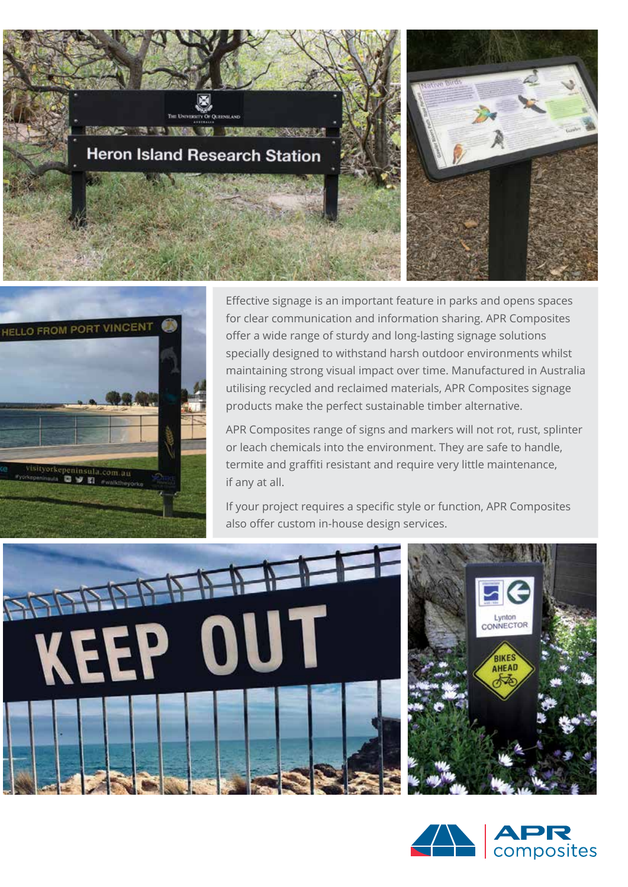Effective signage is an important feature in parks and opens spaces for clear communication and information sharing. APR Composites offer a wide range of sturdy and long-lasting signage solutions specially designed to withstand harsh outdoor environments whilst maintaining strong visual impact over time. Manufactured in Australia utilising recycled and reclaimed materials, APR Composites signage products make the perfect sustainable timber alternative.

APR Composites range of signs and markers will not rot, rust, splinter or leach chemicals into the environment. They are safe to handle, termite and graffiti resistant and require very little maintenance, if any at all.

If your project requires a specific style or function, APR Composites also offer custom in-house design services.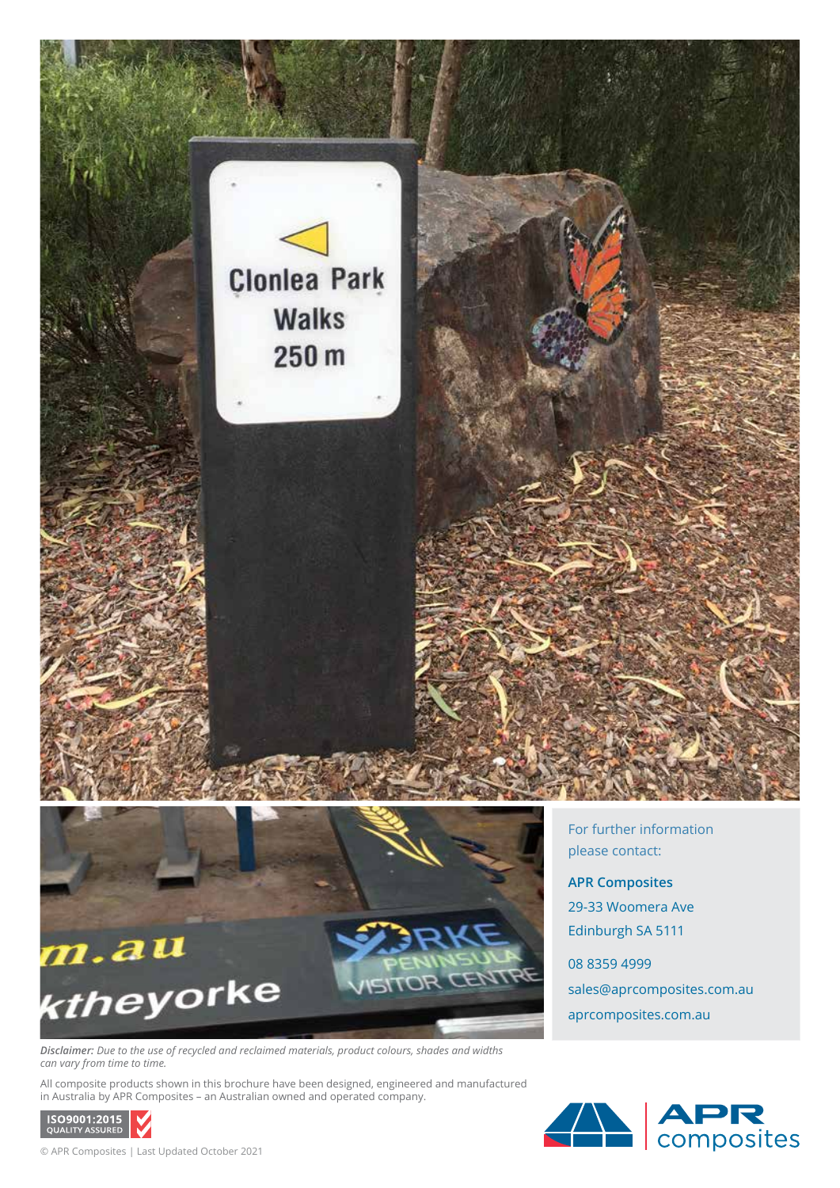For further information please contact:

**APR Composites**
29-33 Woomera Ave
Edinburgh SA 5111

08 8359 4999
sales@aprcomposites.com.au
aprcomposites.com.au

***Disclaimer:*** *Due to the use of recycled and reclaimed materials, product colours, shades and widths can vary from time to time.*

All composite products shown in this brochure have been designed, engineered and manufactured in Australia by APR Composites – an Australian owned and operated company.

ISO9001:2015 QUALITY ASSURED

© APR Composites | Last Updated October 2021